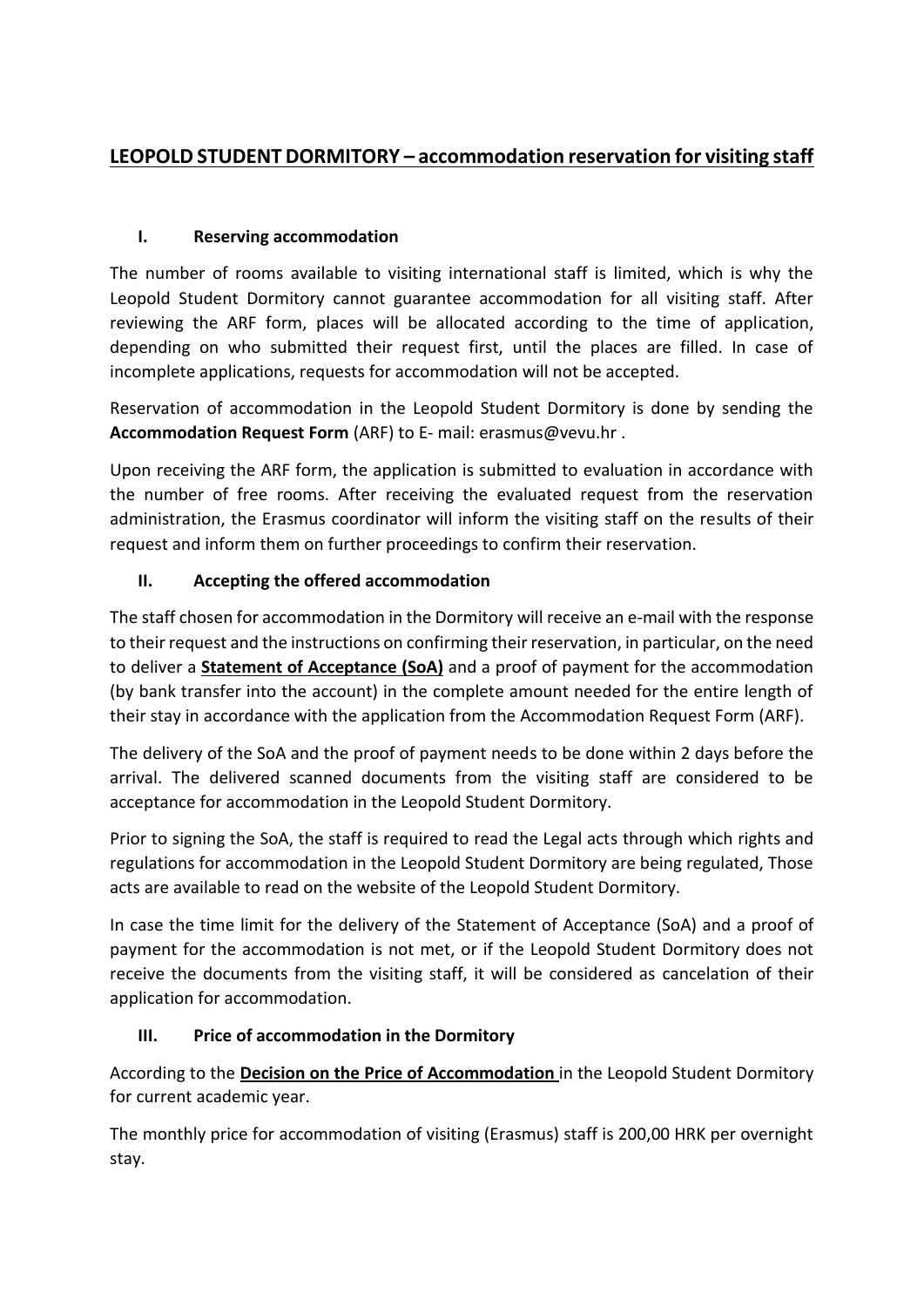# LEOPOLD STUDENT DORMITORY – accommodation reservation for visiting staff

## I. Reserving accommodation

The number of rooms available to visiting international staff is limited, which is why the Leopold Student Dormitory cannot guarantee accommodation for all visiting staff. After reviewing the ARF form, places will be allocated according to the time of application, depending on who submitted their request first, until the places are filled. In case of incomplete applications, requests for accommodation will not be accepted.

Reservation of accommodation in the Leopold Student Dormitory is done by sending the **Accommodation Request Form** (ARF) to E- mail: erasmus@vevu.hr .

Upon receiving the ARF form, the application is submitted to evaluation in accordance with the number of free rooms. After receiving the evaluated request from the reservation administration, the Erasmus coordinator will inform the visiting staff on the results of their request and inform them on further proceedings to confirm their reservation.

## II. Accepting the offered accommodation

The staff chosen for accommodation in the Dormitory will receive an e-mail with the response to their request and the instructions on confirming their reservation, in particular, on the need to deliver a **Statement of Acceptance (SoA)** and a proof of payment for the accommodation (by bank transfer into the account) in the complete amount needed for the entire length of their stay in accordance with the application from the Accommodation Request Form (ARF).

The delivery of the SoA and the proof of payment needs to be done within 2 days before the arrival. The delivered scanned documents from the visiting staff are considered to be acceptance for accommodation in the Leopold Student Dormitory.

Prior to signing the SoA, the staff is required to read the Legal acts through which rights and regulations for accommodation in the Leopold Student Dormitory are being regulated, Those acts are available to read on the website of the Leopold Student Dormitory.

In case the time limit for the delivery of the Statement of Acceptance (SoA) and a proof of payment for the accommodation is not met, or if the Leopold Student Dormitory does not receive the documents from the visiting staff, it will be considered as cancelation of their application for accommodation.

## III. Price of accommodation in the Dormitory

According to the **Decision on the Price of Accommodation** in the Leopold Student Dormitory for current academic year.

The monthly price for accommodation of visiting (Erasmus) staff is 200,00 HRK per overnight stay.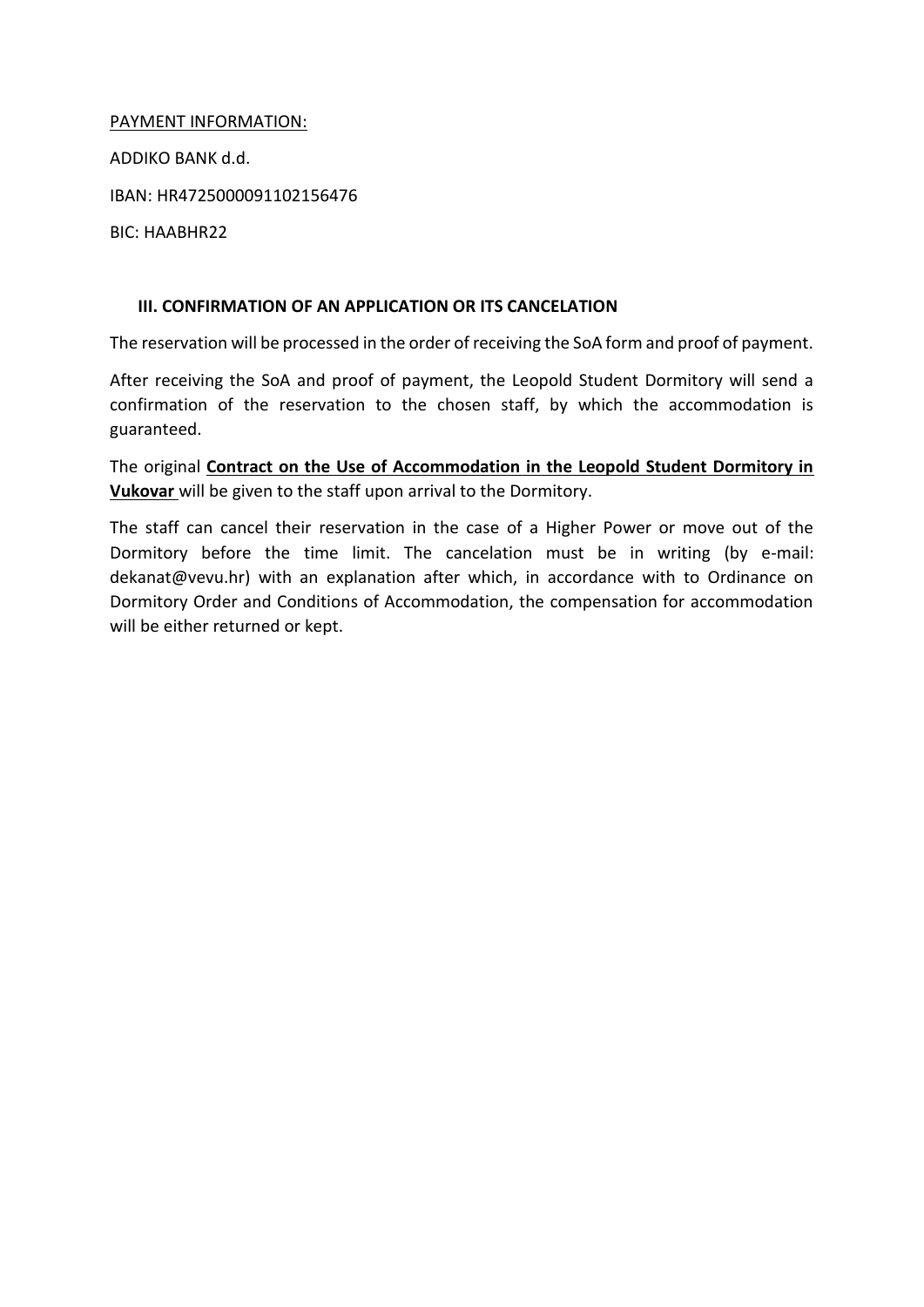PAYMENT INFORMATION:

ADDIKO BANK d.d.

IBAN: HR4725000091102156476

BIC: HAABHR22

### III. CONFIRMATION OF AN APPLICATION OR ITS CANCELATION

The reservation will be processed in the order of receiving the SoA form and proof of payment.

After receiving the SoA and proof of payment, the Leopold Student Dormitory will send a confirmation of the reservation to the chosen staff, by which the accommodation is guaranteed.

The original **Contract on the Use of Accommodation in the Leopold Student Dormitory in Vukovar** will be given to the staff upon arrival to the Dormitory.

The staff can cancel their reservation in the case of a Higher Power or move out of the Dormitory before the time limit. The cancelation must be in writing (by e-mail: dekanat@vevu.hr) with an explanation after which, in accordance with to Ordinance on Dormitory Order and Conditions of Accommodation, the compensation for accommodation will be either returned or kept.